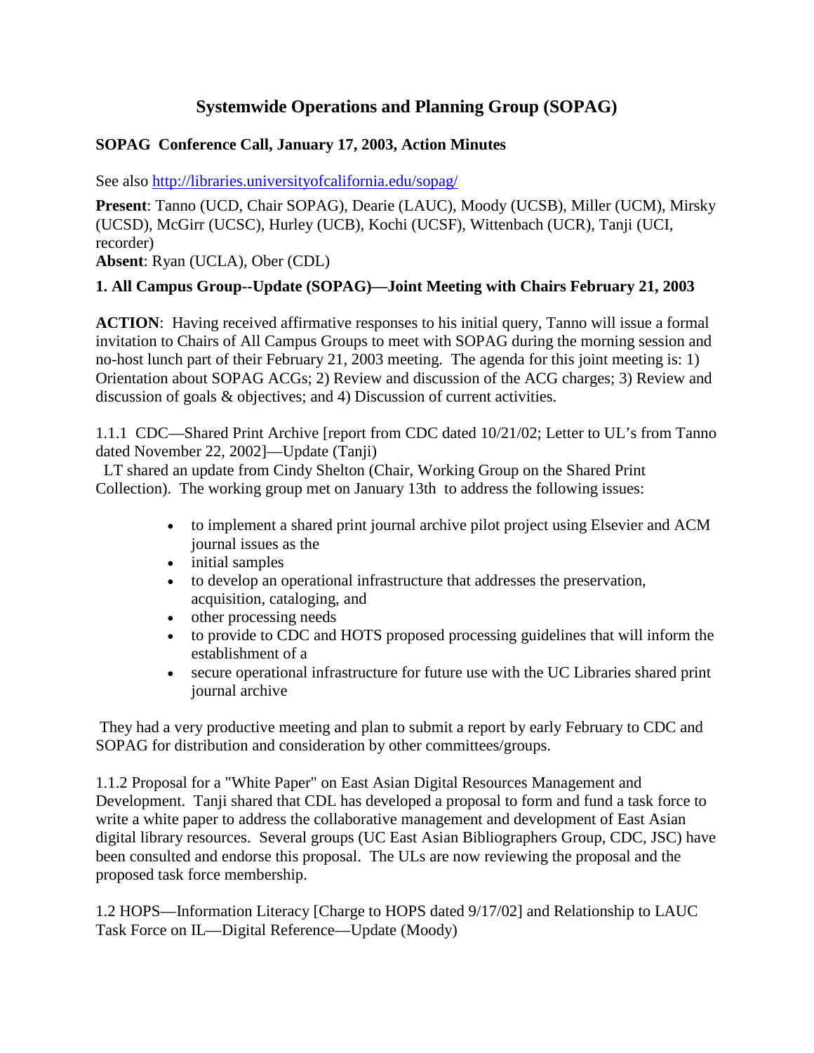# Systemwide Operations and Planning Group (SOPAG)

**SOPAG Conference Call, January 17, 2003, Action Minutes**

See also http://libraries.universityofcalifornia.edu/sopag/

**Present**: Tanno (UCD, Chair SOPAG), Dearie (LAUC), Moody (UCSB), Miller (UCM), Mirsky (UCSD), McGirr (UCSC), Hurley (UCB), Kochi (UCSF), Wittenbach (UCR), Tanji (UCI, recorder)
**Absent**: Ryan (UCLA), Ober (CDL)

**1. All Campus Group--Update (SOPAG)—Joint Meeting with Chairs February 21, 2003**

**ACTION**: Having received affirmative responses to his initial query, Tanno will issue a formal invitation to Chairs of All Campus Groups to meet with SOPAG during the morning session and no-host lunch part of their February 21, 2003 meeting. The agenda for this joint meeting is: 1) Orientation about SOPAG ACGs; 2) Review and discussion of the ACG charges; 3) Review and discussion of goals & objectives; and 4) Discussion of current activities.

1.1.1 CDC—Shared Print Archive [report from CDC dated 10/21/02; Letter to UL's from Tanno dated November 22, 2002]—Update (Tanji)
LT shared an update from Cindy Shelton (Chair, Working Group on the Shared Print Collection). The working group met on January 13th to address the following issues:

- to implement a shared print journal archive pilot project using Elsevier and ACM journal issues as the
- initial samples
- to develop an operational infrastructure that addresses the preservation, acquisition, cataloging, and
- other processing needs
- to provide to CDC and HOTS proposed processing guidelines that will inform the establishment of a
- secure operational infrastructure for future use with the UC Libraries shared print journal archive

They had a very productive meeting and plan to submit a report by early February to CDC and SOPAG for distribution and consideration by other committees/groups.

1.1.2 Proposal for a "White Paper" on East Asian Digital Resources Management and Development. Tanji shared that CDL has developed a proposal to form and fund a task force to write a white paper to address the collaborative management and development of East Asian digital library resources. Several groups (UC East Asian Bibliographers Group, CDC, JSC) have been consulted and endorse this proposal. The ULs are now reviewing the proposal and the proposed task force membership.

1.2 HOPS—Information Literacy [Charge to HOPS dated 9/17/02] and Relationship to LAUC Task Force on IL—Digital Reference—Update (Moody)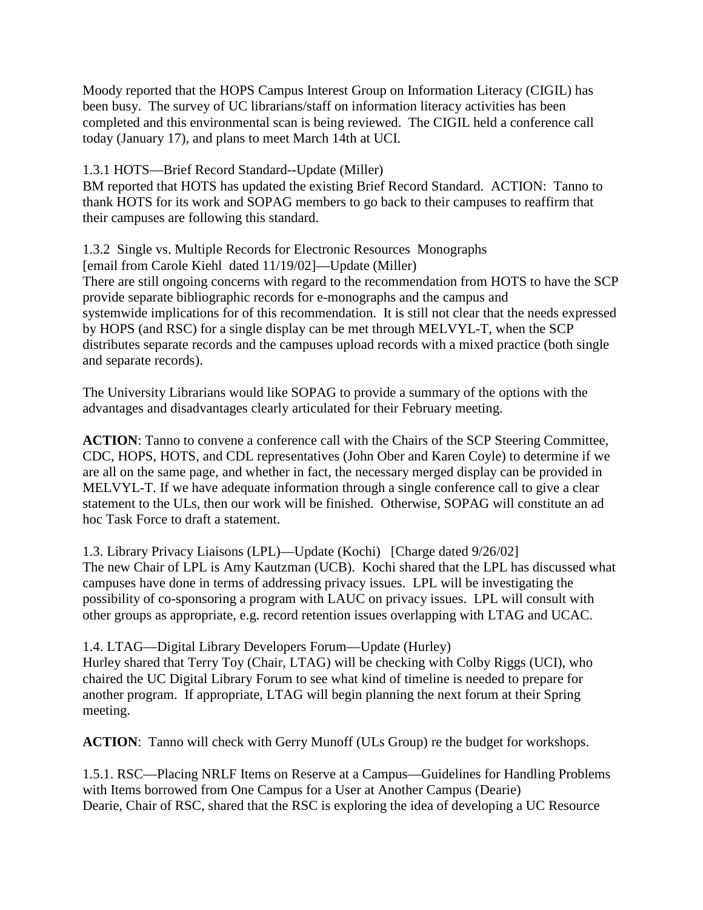Moody reported that the HOPS Campus Interest Group on Information Literacy (CIGIL) has been busy. The survey of UC librarians/staff on information literacy activities has been completed and this environmental scan is being reviewed. The CIGIL held a conference call today (January 17), and plans to meet March 14th at UCI.

1.3.1 HOTS—Brief Record Standard--Update (Miller)
BM reported that HOTS has updated the existing Brief Record Standard. ACTION: Tanno to thank HOTS for its work and SOPAG members to go back to their campuses to reaffirm that their campuses are following this standard.

1.3.2 Single vs. Multiple Records for Electronic Resources Monographs
[email from Carole Kiehl dated 11/19/02]—Update (Miller)
There are still ongoing concerns with regard to the recommendation from HOTS to have the SCP provide separate bibliographic records for e-monographs and the campus and systemwide implications for of this recommendation. It is still not clear that the needs expressed by HOPS (and RSC) for a single display can be met through MELVYL-T, when the SCP distributes separate records and the campuses upload records with a mixed practice (both single and separate records).

The University Librarians would like SOPAG to provide a summary of the options with the advantages and disadvantages clearly articulated for their February meeting.

**ACTION**: Tanno to convene a conference call with the Chairs of the SCP Steering Committee, CDC, HOPS, HOTS, and CDL representatives (John Ober and Karen Coyle) to determine if we are all on the same page, and whether in fact, the necessary merged display can be provided in MELVYL-T. If we have adequate information through a single conference call to give a clear statement to the ULs, then our work will be finished. Otherwise, SOPAG will constitute an ad hoc Task Force to draft a statement.

1.3. Library Privacy Liaisons (LPL)—Update (Kochi) [Charge dated 9/26/02]
The new Chair of LPL is Amy Kautzman (UCB). Kochi shared that the LPL has discussed what campuses have done in terms of addressing privacy issues. LPL will be investigating the possibility of co-sponsoring a program with LAUC on privacy issues. LPL will consult with other groups as appropriate, e.g. record retention issues overlapping with LTAG and UCAC.

1.4. LTAG—Digital Library Developers Forum—Update (Hurley)
Hurley shared that Terry Toy (Chair, LTAG) will be checking with Colby Riggs (UCI), who chaired the UC Digital Library Forum to see what kind of timeline is needed to prepare for another program. If appropriate, LTAG will begin planning the next forum at their Spring meeting.

**ACTION**: Tanno will check with Gerry Munoff (ULs Group) re the budget for workshops.

1.5.1. RSC—Placing NRLF Items on Reserve at a Campus—Guidelines for Handling Problems with Items borrowed from One Campus for a User at Another Campus (Dearie)
Dearie, Chair of RSC, shared that the RSC is exploring the idea of developing a UC Resource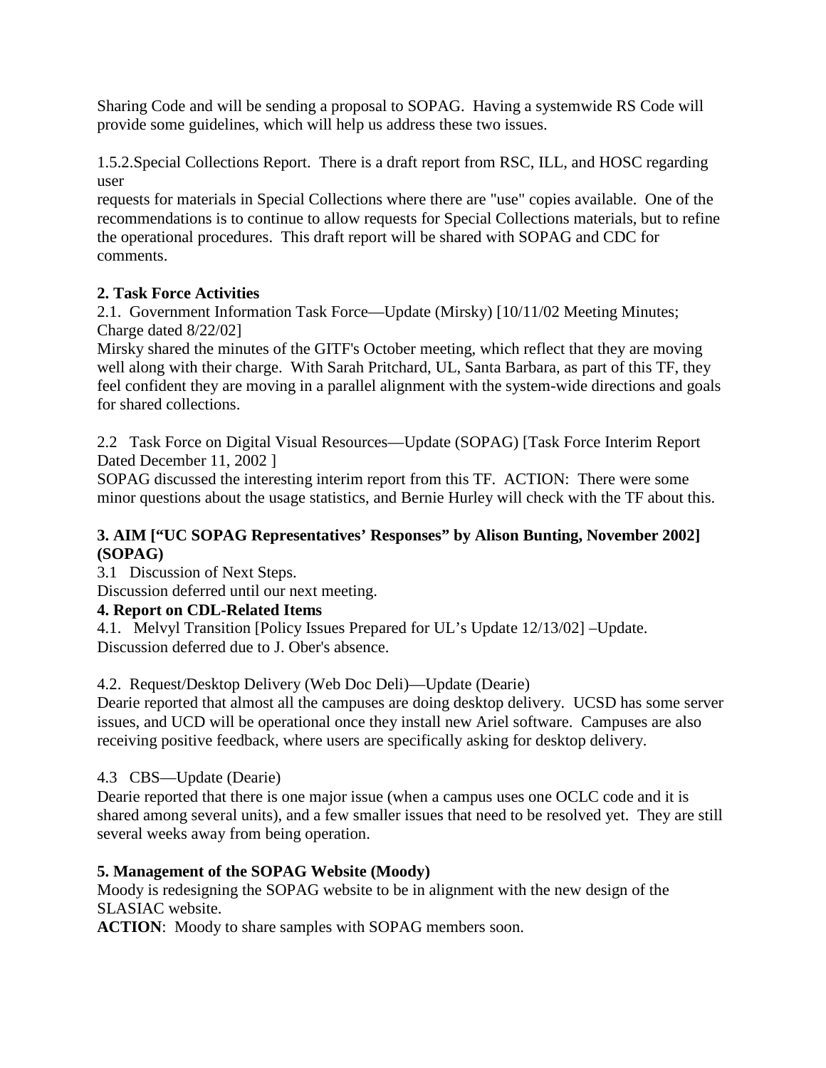Sharing Code and will be sending a proposal to SOPAG. Having a systemwide RS Code will provide some guidelines, which will help us address these two issues.

1.5.2.Special Collections Report. There is a draft report from RSC, ILL, and HOSC regarding user
requests for materials in Special Collections where there are "use" copies available. One of the recommendations is to continue to allow requests for Special Collections materials, but to refine the operational procedures. This draft report will be shared with SOPAG and CDC for comments.

**2. Task Force Activities**

2.1. Government Information Task Force—Update (Mirsky) [10/11/02 Meeting Minutes; Charge dated 8/22/02]
Mirsky shared the minutes of the GITF's October meeting, which reflect that they are moving well along with their charge. With Sarah Pritchard, UL, Santa Barbara, as part of this TF, they feel confident they are moving in a parallel alignment with the system-wide directions and goals for shared collections.

2.2 Task Force on Digital Visual Resources—Update (SOPAG) [Task Force Interim Report Dated December 11, 2002 ]
SOPAG discussed the interesting interim report from this TF. ACTION: There were some minor questions about the usage statistics, and Bernie Hurley will check with the TF about this.

**3. AIM ["UC SOPAG Representatives' Responses" by Alison Bunting, November 2002] (SOPAG)**

3.1 Discussion of Next Steps.
Discussion deferred until our next meeting.

**4. Report on CDL-Related Items**

4.1. Melvyl Transition [Policy Issues Prepared for UL's Update 12/13/02] –Update.
Discussion deferred due to J. Ober's absence.

4.2. Request/Desktop Delivery (Web Doc Deli)—Update (Dearie)
Dearie reported that almost all the campuses are doing desktop delivery. UCSD has some server issues, and UCD will be operational once they install new Ariel software. Campuses are also receiving positive feedback, where users are specifically asking for desktop delivery.

4.3 CBS—Update (Dearie)
Dearie reported that there is one major issue (when a campus uses one OCLC code and it is shared among several units), and a few smaller issues that need to be resolved yet. They are still several weeks away from being operation.

**5. Management of the SOPAG Website (Moody)**

Moody is redesigning the SOPAG website to be in alignment with the new design of the SLASIAC website.
**ACTION**: Moody to share samples with SOPAG members soon.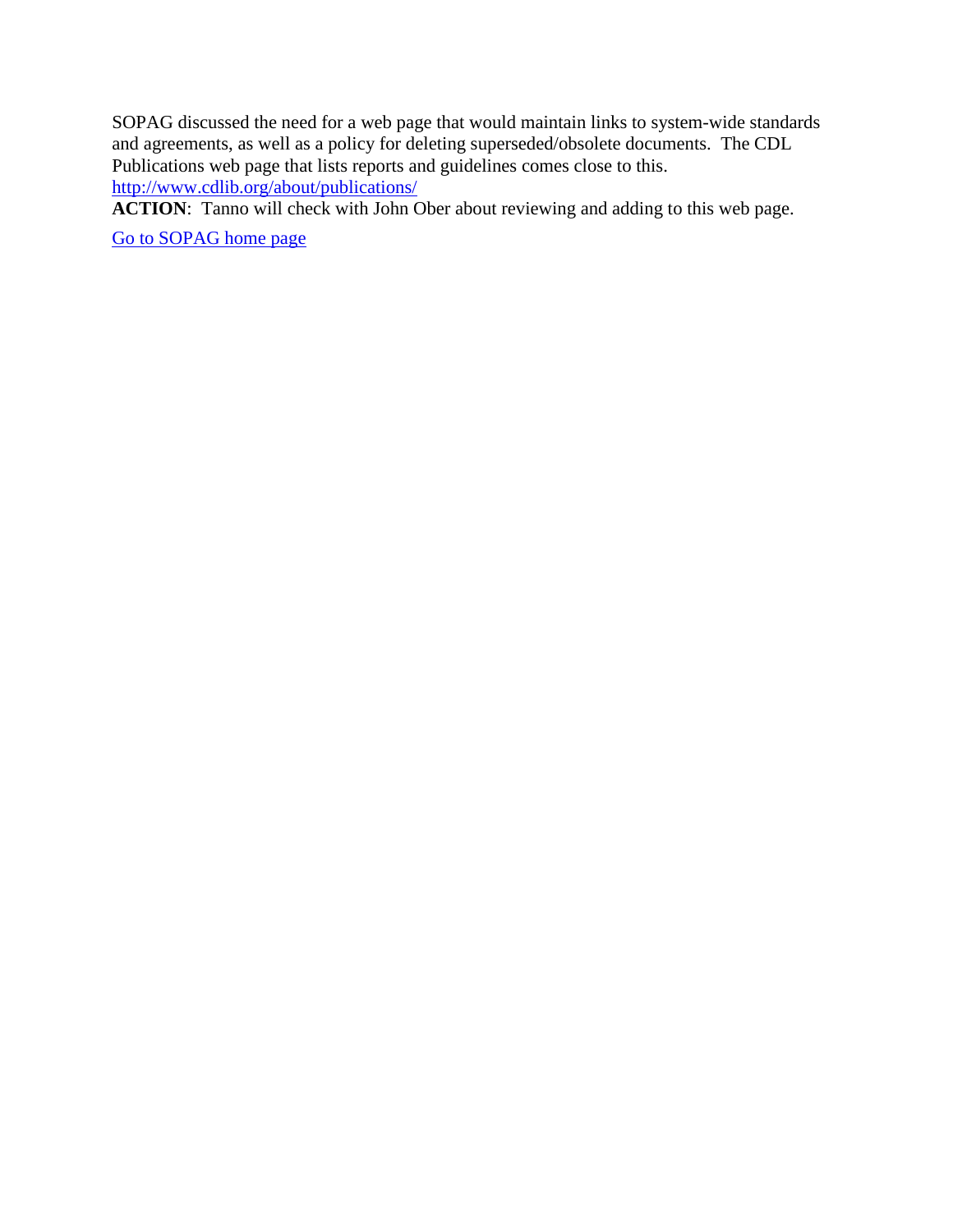SOPAG discussed the need for a web page that would maintain links to system-wide standards and agreements, as well as a policy for deleting superseded/obsolete documents. The CDL Publications web page that lists reports and guidelines comes close to this.
http://www.cdlib.org/about/publications/

**ACTION**: Tanno will check with John Ober about reviewing and adding to this web page.

Go to SOPAG home page